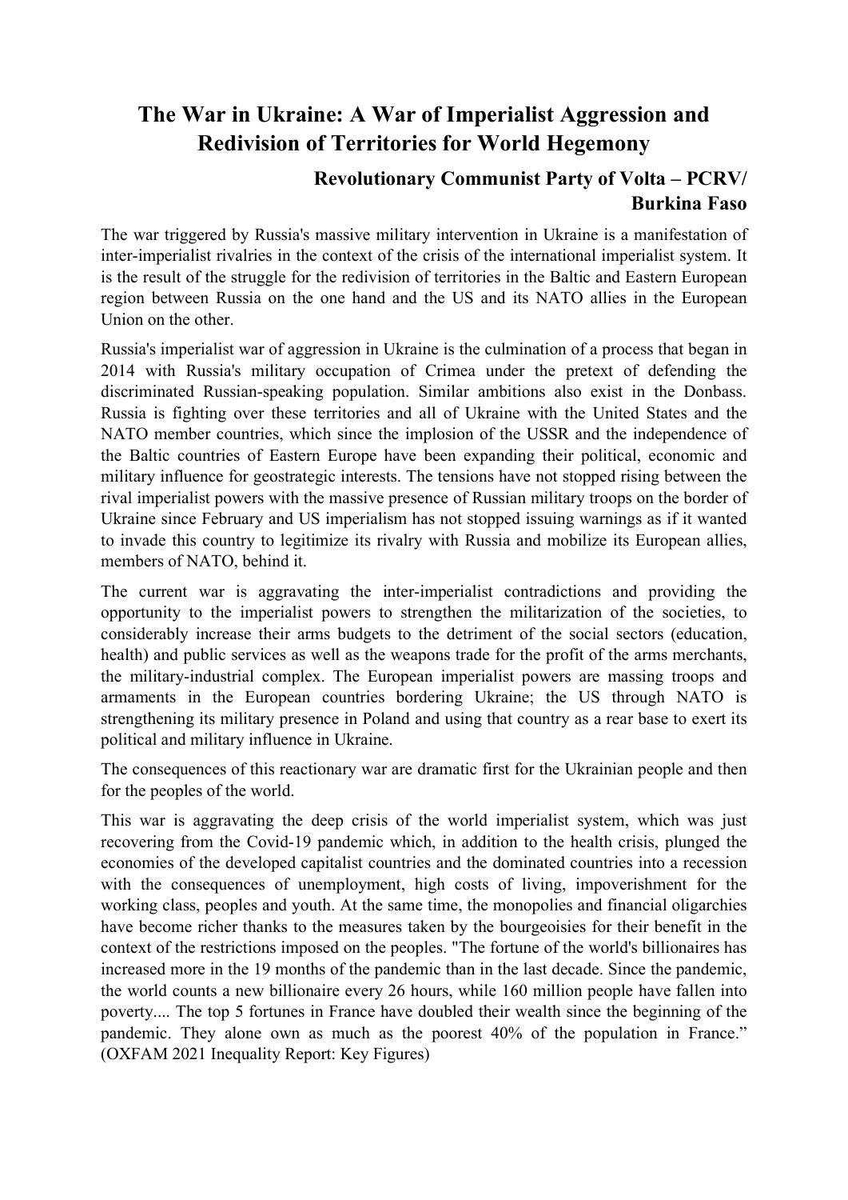# The War in Ukraine: A War of Imperialist Aggression and Redivision of Territories for World Hegemony

**Revolutionary Communist Party of Volta – PCRV/ Burkina Faso**

The war triggered by Russia's massive military intervention in Ukraine is a manifestation of inter-imperialist rivalries in the context of the crisis of the international imperialist system. It is the result of the struggle for the redivision of territories in the Baltic and Eastern European region between Russia on the one hand and the US and its NATO allies in the European Union on the other.

Russia's imperialist war of aggression in Ukraine is the culmination of a process that began in 2014 with Russia's military occupation of Crimea under the pretext of defending the discriminated Russian-speaking population. Similar ambitions also exist in the Donbass. Russia is fighting over these territories and all of Ukraine with the United States and the NATO member countries, which since the implosion of the USSR and the independence of the Baltic countries of Eastern Europe have been expanding their political, economic and military influence for geostrategic interests. The tensions have not stopped rising between the rival imperialist powers with the massive presence of Russian military troops on the border of Ukraine since February and US imperialism has not stopped issuing warnings as if it wanted to invade this country to legitimize its rivalry with Russia and mobilize its European allies, members of NATO, behind it.

The current war is aggravating the inter-imperialist contradictions and providing the opportunity to the imperialist powers to strengthen the militarization of the societies, to considerably increase their arms budgets to the detriment of the social sectors (education, health) and public services as well as the weapons trade for the profit of the arms merchants, the military-industrial complex. The European imperialist powers are massing troops and armaments in the European countries bordering Ukraine; the US through NATO is strengthening its military presence in Poland and using that country as a rear base to exert its political and military influence in Ukraine.

The consequences of this reactionary war are dramatic first for the Ukrainian people and then for the peoples of the world.

This war is aggravating the deep crisis of the world imperialist system, which was just recovering from the Covid-19 pandemic which, in addition to the health crisis, plunged the economies of the developed capitalist countries and the dominated countries into a recession with the consequences of unemployment, high costs of living, impoverishment for the working class, peoples and youth. At the same time, the monopolies and financial oligarchies have become richer thanks to the measures taken by the bourgeoisies for their benefit in the context of the restrictions imposed on the peoples. "The fortune of the world's billionaires has increased more in the 19 months of the pandemic than in the last decade. Since the pandemic, the world counts a new billionaire every 26 hours, while 160 million people have fallen into poverty.... The top 5 fortunes in France have doubled their wealth since the beginning of the pandemic. They alone own as much as the poorest 40% of the population in France." (OXFAM 2021 Inequality Report: Key Figures)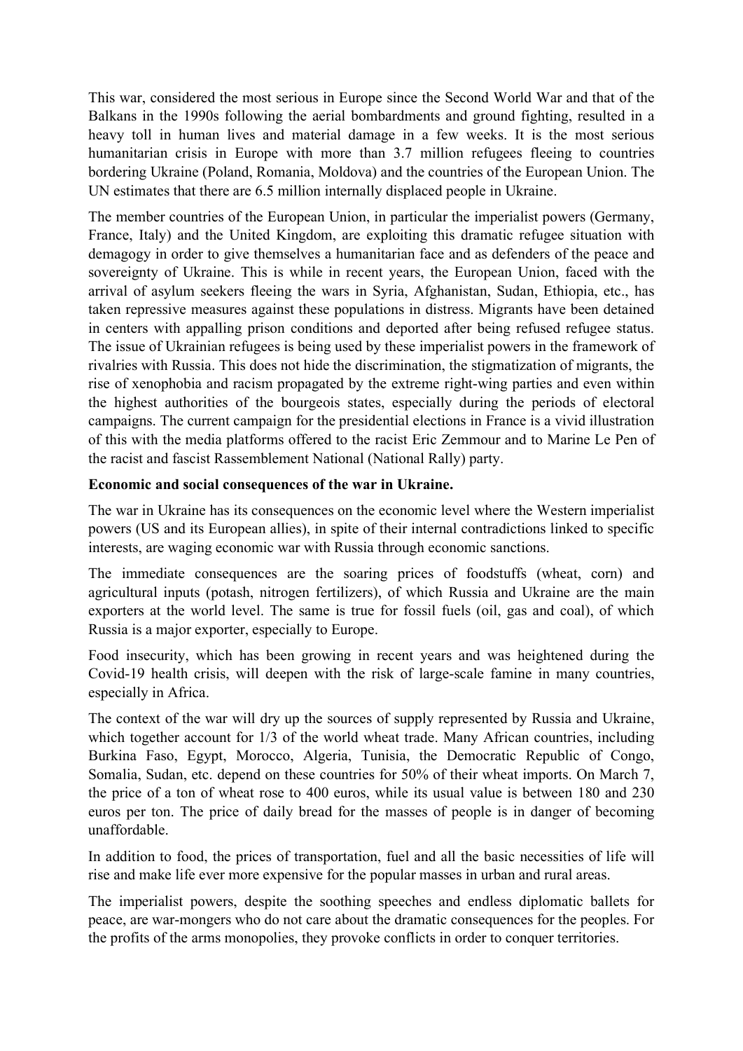This war, considered the most serious in Europe since the Second World War and that of the Balkans in the 1990s following the aerial bombardments and ground fighting, resulted in a heavy toll in human lives and material damage in a few weeks. It is the most serious humanitarian crisis in Europe with more than 3.7 million refugees fleeing to countries bordering Ukraine (Poland, Romania, Moldova) and the countries of the European Union. The UN estimates that there are 6.5 million internally displaced people in Ukraine.

The member countries of the European Union, in particular the imperialist powers (Germany, France, Italy) and the United Kingdom, are exploiting this dramatic refugee situation with demagogy in order to give themselves a humanitarian face and as defenders of the peace and sovereignty of Ukraine. This is while in recent years, the European Union, faced with the arrival of asylum seekers fleeing the wars in Syria, Afghanistan, Sudan, Ethiopia, etc., has taken repressive measures against these populations in distress. Migrants have been detained in centers with appalling prison conditions and deported after being refused refugee status. The issue of Ukrainian refugees is being used by these imperialist powers in the framework of rivalries with Russia. This does not hide the discrimination, the stigmatization of migrants, the rise of xenophobia and racism propagated by the extreme right-wing parties and even within the highest authorities of the bourgeois states, especially during the periods of electoral campaigns. The current campaign for the presidential elections in France is a vivid illustration of this with the media platforms offered to the racist Eric Zemmour and to Marine Le Pen of the racist and fascist Rassemblement National (National Rally) party.

**Economic and social consequences of the war in Ukraine.**

The war in Ukraine has its consequences on the economic level where the Western imperialist powers (US and its European allies), in spite of their internal contradictions linked to specific interests, are waging economic war with Russia through economic sanctions.

The immediate consequences are the soaring prices of foodstuffs (wheat, corn) and agricultural inputs (potash, nitrogen fertilizers), of which Russia and Ukraine are the main exporters at the world level. The same is true for fossil fuels (oil, gas and coal), of which Russia is a major exporter, especially to Europe.

Food insecurity, which has been growing in recent years and was heightened during the Covid-19 health crisis, will deepen with the risk of large-scale famine in many countries, especially in Africa.

The context of the war will dry up the sources of supply represented by Russia and Ukraine, which together account for 1/3 of the world wheat trade. Many African countries, including Burkina Faso, Egypt, Morocco, Algeria, Tunisia, the Democratic Republic of Congo, Somalia, Sudan, etc. depend on these countries for 50% of their wheat imports. On March 7, the price of a ton of wheat rose to 400 euros, while its usual value is between 180 and 230 euros per ton. The price of daily bread for the masses of people is in danger of becoming unaffordable.

In addition to food, the prices of transportation, fuel and all the basic necessities of life will rise and make life ever more expensive for the popular masses in urban and rural areas.

The imperialist powers, despite the soothing speeches and endless diplomatic ballets for peace, are war-mongers who do not care about the dramatic consequences for the peoples. For the profits of the arms monopolies, they provoke conflicts in order to conquer territories.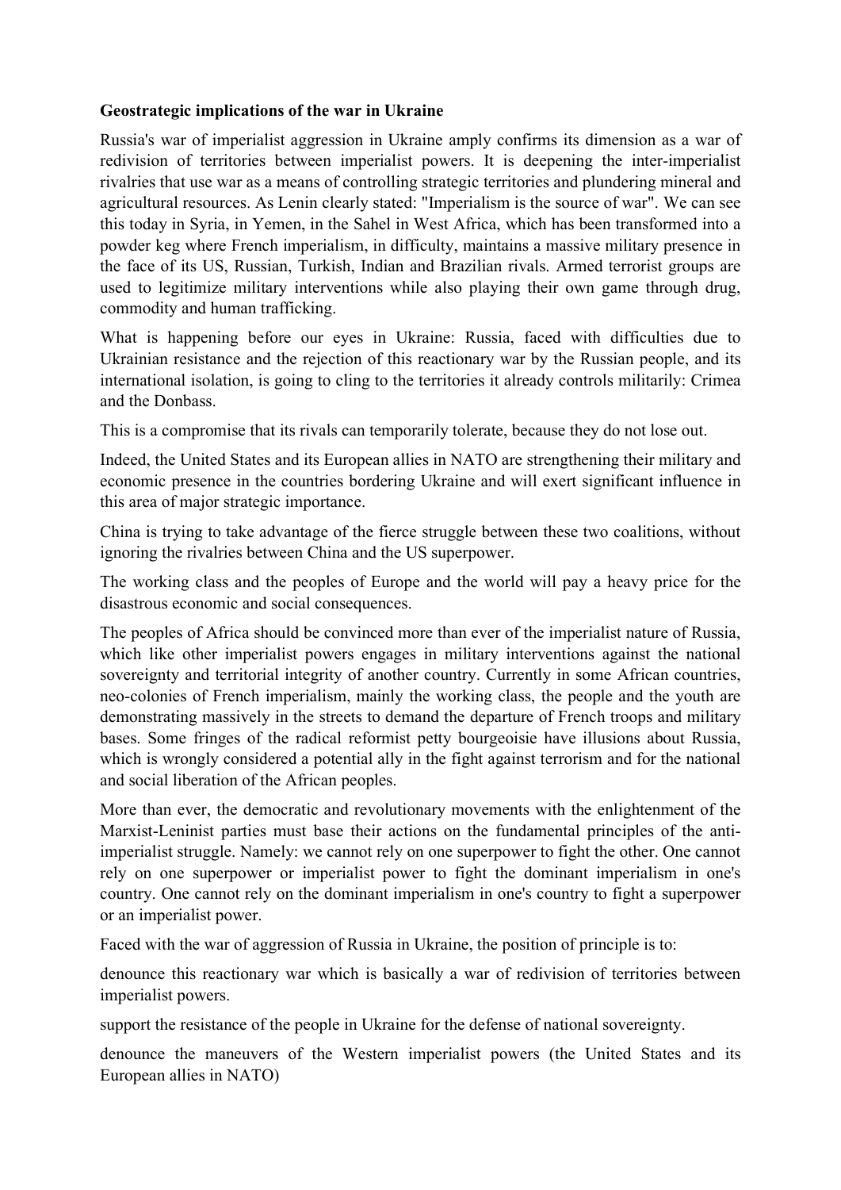**Geostrategic implications of the war in Ukraine**

Russia's war of imperialist aggression in Ukraine amply confirms its dimension as a war of redivision of territories between imperialist powers. It is deepening the inter-imperialist rivalries that use war as a means of controlling strategic territories and plundering mineral and agricultural resources. As Lenin clearly stated: "Imperialism is the source of war". We can see this today in Syria, in Yemen, in the Sahel in West Africa, which has been transformed into a powder keg where French imperialism, in difficulty, maintains a massive military presence in the face of its US, Russian, Turkish, Indian and Brazilian rivals. Armed terrorist groups are used to legitimize military interventions while also playing their own game through drug, commodity and human trafficking.

What is happening before our eyes in Ukraine: Russia, faced with difficulties due to Ukrainian resistance and the rejection of this reactionary war by the Russian people, and its international isolation, is going to cling to the territories it already controls militarily: Crimea and the Donbass.

This is a compromise that its rivals can temporarily tolerate, because they do not lose out.

Indeed, the United States and its European allies in NATO are strengthening their military and economic presence in the countries bordering Ukraine and will exert significant influence in this area of major strategic importance.

China is trying to take advantage of the fierce struggle between these two coalitions, without ignoring the rivalries between China and the US superpower.

The working class and the peoples of Europe and the world will pay a heavy price for the disastrous economic and social consequences.

The peoples of Africa should be convinced more than ever of the imperialist nature of Russia, which like other imperialist powers engages in military interventions against the national sovereignty and territorial integrity of another country. Currently in some African countries, neo-colonies of French imperialism, mainly the working class, the people and the youth are demonstrating massively in the streets to demand the departure of French troops and military bases. Some fringes of the radical reformist petty bourgeoisie have illusions about Russia, which is wrongly considered a potential ally in the fight against terrorism and for the national and social liberation of the African peoples.

More than ever, the democratic and revolutionary movements with the enlightenment of the Marxist-Leninist parties must base their actions on the fundamental principles of the anti-imperialist struggle. Namely: we cannot rely on one superpower to fight the other. One cannot rely on one superpower or imperialist power to fight the dominant imperialism in one's country. One cannot rely on the dominant imperialism in one's country to fight a superpower or an imperialist power.

Faced with the war of aggression of Russia in Ukraine, the position of principle is to:

denounce this reactionary war which is basically a war of redivision of territories between imperialist powers.

support the resistance of the people in Ukraine for the defense of national sovereignty.

denounce the maneuvers of the Western imperialist powers (the United States and its European allies in NATO)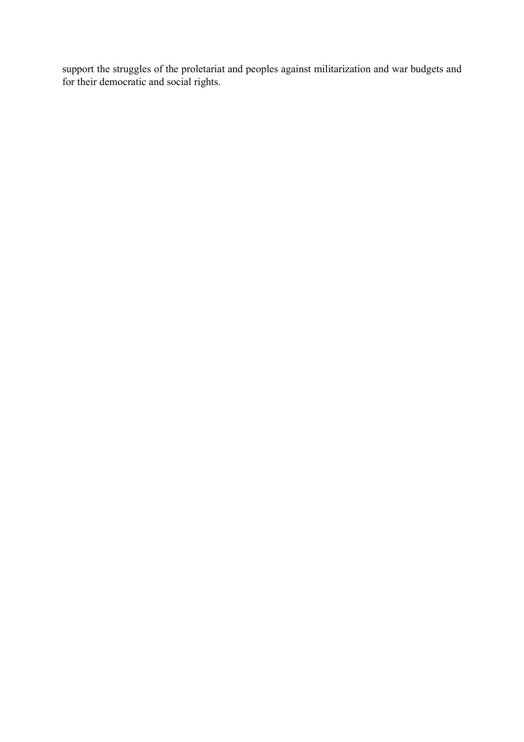support the struggles of the proletariat and peoples against militarization and war budgets and for their democratic and social rights.